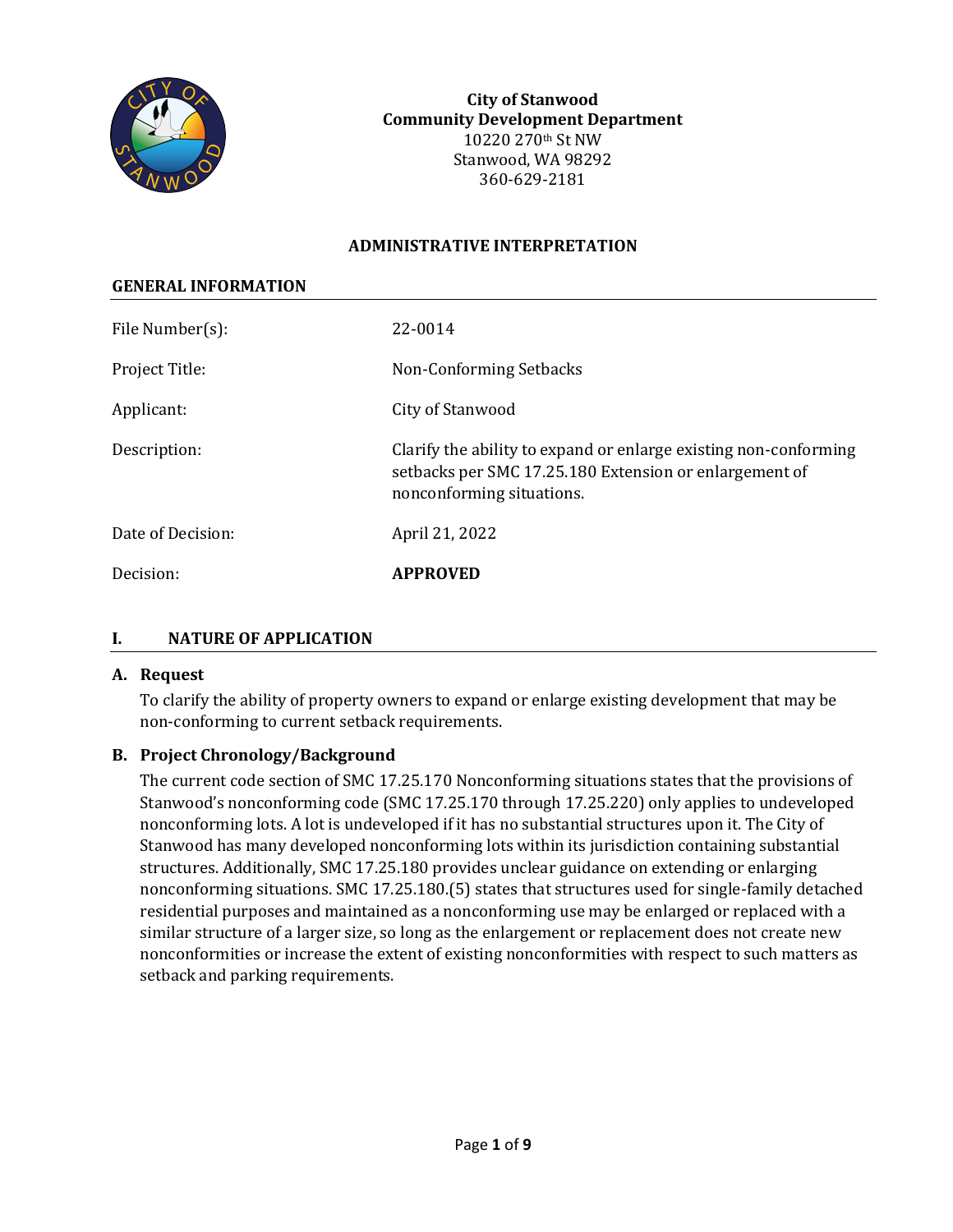**City of Stanwood**
**Community Development Department**
10220 270th St NW
Stanwood, WA 98292
360-629-2181

# ADMINISTRATIVE INTERPRETATION

## GENERAL INFORMATION

| | |
|---|---|
| File Number(s): | 22-0014 |
| Project Title: | Non-Conforming Setbacks |
| Applicant: | City of Stanwood |
| Description: | Clarify the ability to expand or enlarge existing non-conforming setbacks per SMC 17.25.180 Extension or enlargement of nonconforming situations. |
| Date of Decision: | April 21, 2022 |
| Decision: | **APPROVED** |

## I. NATURE OF APPLICATION

### A. Request

To clarify the ability of property owners to expand or enlarge existing development that may be non-conforming to current setback requirements.

### B. Project Chronology/Background

The current code section of SMC 17.25.170 Nonconforming situations states that the provisions of Stanwood's nonconforming code (SMC 17.25.170 through 17.25.220) only applies to undeveloped nonconforming lots. A lot is undeveloped if it has no substantial structures upon it. The City of Stanwood has many developed nonconforming lots within its jurisdiction containing substantial structures. Additionally, SMC 17.25.180 provides unclear guidance on extending or enlarging nonconforming situations. SMC 17.25.180.(5) states that structures used for single-family detached residential purposes and maintained as a nonconforming use may be enlarged or replaced with a similar structure of a larger size, so long as the enlargement or replacement does not create new nonconformities or increase the extent of existing nonconformities with respect to such matters as setback and parking requirements.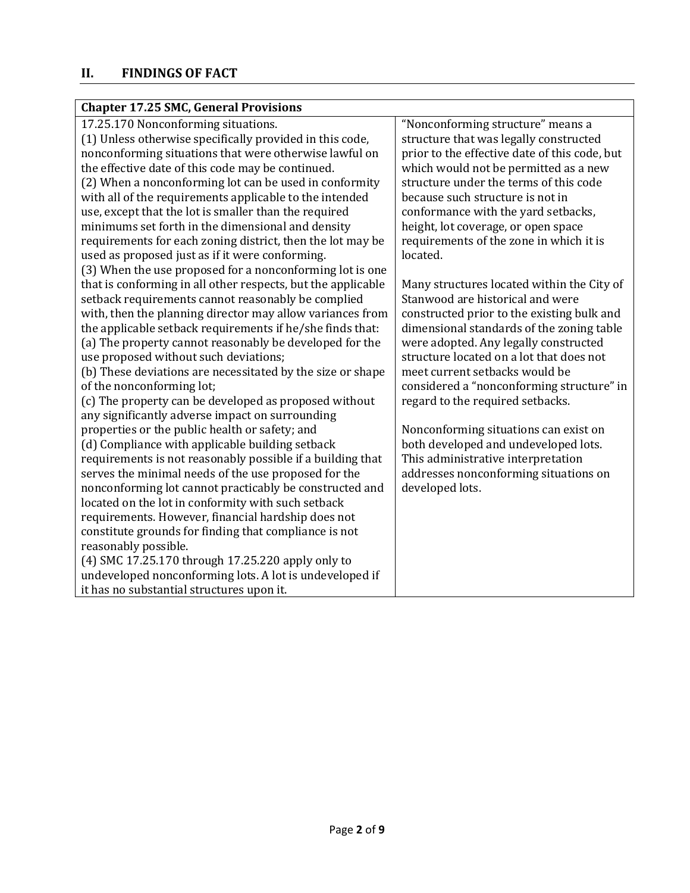## II. FINDINGS OF FACT

| Chapter 17.25 SMC, General Provisions | |
|---|---|
| 17.25.170 Nonconforming situations.<br>(1) Unless otherwise specifically provided in this code, nonconforming situations that were otherwise lawful on the effective date of this code may be continued.<br>(2) When a nonconforming lot can be used in conformity with all of the requirements applicable to the intended use, except that the lot is smaller than the required minimums set forth in the dimensional and density requirements for each zoning district, then the lot may be used as proposed just as if it were conforming.<br>(3) When the use proposed for a nonconforming lot is one that is conforming in all other respects, but the applicable setback requirements cannot reasonably be complied with, then the planning director may allow variances from the applicable setback requirements if he/she finds that:<br>(a) The property cannot reasonably be developed for the use proposed without such deviations;<br>(b) These deviations are necessitated by the size or shape of the nonconforming lot;<br>(c) The property can be developed as proposed without any significantly adverse impact on surrounding properties or the public health or safety; and<br>(d) Compliance with applicable building setback requirements is not reasonably possible if a building that serves the minimal needs of the use proposed for the nonconforming lot cannot practicably be constructed and located on the lot in conformity with such setback requirements. However, financial hardship does not constitute grounds for finding that compliance is not reasonably possible.<br>(4) SMC 17.25.170 through 17.25.220 apply only to undeveloped nonconforming lots. A lot is undeveloped if it has no substantial structures upon it. | "Nonconforming structure" means a structure that was legally constructed prior to the effective date of this code, but which would not be permitted as a new structure under the terms of this code because such structure is not in conformance with the yard setbacks, height, lot coverage, or open space requirements of the zone in which it is located.<br><br>Many structures located within the City of Stanwood are historical and were constructed prior to the existing bulk and dimensional standards of the zoning table were adopted. Any legally constructed structure located on a lot that does not meet current setbacks would be considered a "nonconforming structure" in regard to the required setbacks.<br><br>Nonconforming situations can exist on both developed and undeveloped lots. This administrative interpretation addresses nonconforming situations on developed lots. |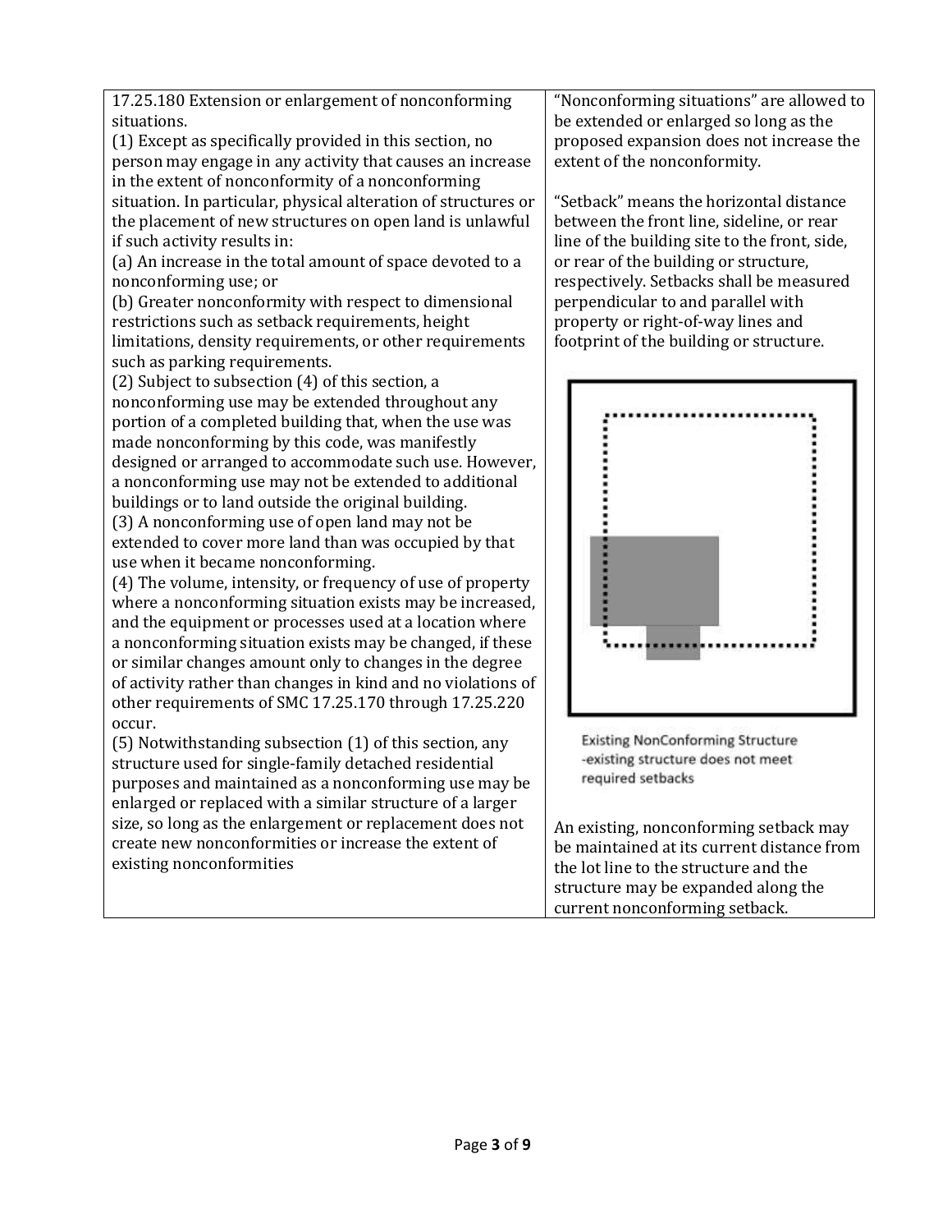| | |
|---|---|
| 17.25.180 Extension or enlargement of nonconforming situations.<br>(1) Except as specifically provided in this section, no person may engage in any activity that causes an increase in the extent of nonconformity of a nonconforming situation. In particular, physical alteration of structures or the placement of new structures on open land is unlawful if such activity results in:<br>(a) An increase in the total amount of space devoted to a nonconforming use; or<br>(b) Greater nonconformity with respect to dimensional restrictions such as setback requirements, height limitations, density requirements, or other requirements such as parking requirements.<br>(2) Subject to subsection (4) of this section, a nonconforming use may be extended throughout any portion of a completed building that, when the use was made nonconforming by this code, was manifestly designed or arranged to accommodate such use. However, a nonconforming use may not be extended to additional buildings or to land outside the original building.<br>(3) A nonconforming use of open land may not be extended to cover more land than was occupied by that use when it became nonconforming.<br>(4) The volume, intensity, or frequency of use of property where a nonconforming situation exists may be increased, and the equipment or processes used at a location where a nonconforming situation exists may be changed, if these or similar changes amount only to changes in the degree of activity rather than changes in kind and no violations of other requirements of SMC 17.25.170 through 17.25.220 occur.<br>(5) Notwithstanding subsection (1) of this section, any structure used for single-family detached residential purposes and maintained as a nonconforming use may be enlarged or replaced with a similar structure of a larger size, so long as the enlargement or replacement does not create new nonconformities or increase the extent of existing nonconformities | "Nonconforming situations" are allowed to be extended or enlarged so long as the proposed expansion does not increase the extent of the nonconformity.<br><br>"Setback" means the horizontal distance between the front line, sideline, or rear line of the building site to the front, side, or rear of the building or structure, respectively. Setbacks shall be measured perpendicular to and parallel with property or right-of-way lines and footprint of the building or structure.<br><br>Existing NonConforming Structure -existing structure does not meet required setbacks<br><br>An existing, nonconforming setback may be maintained at its current distance from the lot line to the structure and the structure may be expanded along the current nonconforming setback. |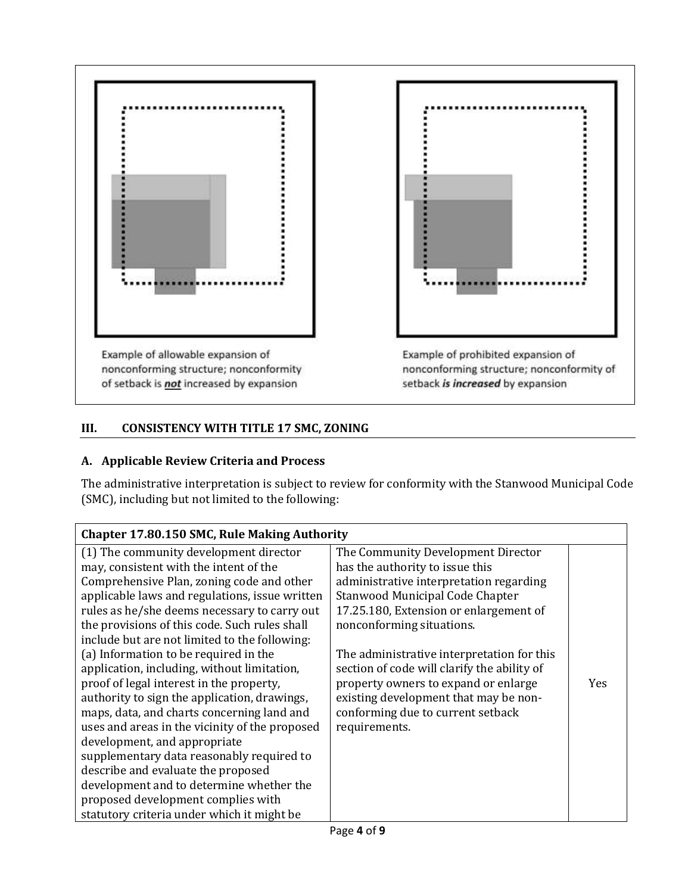Example of allowable expansion of nonconforming structure; nonconformity of setback is ***not*** increased by expansion

Example of prohibited expansion of nonconforming structure; nonconformity of setback ***is increased*** by expansion

## III. CONSISTENCY WITH TITLE 17 SMC, ZONING

### A. Applicable Review Criteria and Process

The administrative interpretation is subject to review for conformity with the Stanwood Municipal Code (SMC), including but not limited to the following:

| Chapter 17.80.150 SMC, Rule Making Authority | | |
|---|---|---|
| (1) The community development director may, consistent with the intent of the Comprehensive Plan, zoning code and other applicable laws and regulations, issue written rules as he/she deems necessary to carry out the provisions of this code. Such rules shall include but are not limited to the following:<br>(a) Information to be required in the application, including, without limitation, proof of legal interest in the property, authority to sign the application, drawings, maps, data, and charts concerning land and uses and areas in the vicinity of the proposed development, and appropriate supplementary data reasonably required to describe and evaluate the proposed development and to determine whether the proposed development complies with statutory criteria under which it might be | The Community Development Director has the authority to issue this administrative interpretation regarding Stanwood Municipal Code Chapter 17.25.180, Extension or enlargement of nonconforming situations.<br><br>The administrative interpretation for this section of code will clarify the ability of property owners to expand or enlarge existing development that may be non-conforming due to current setback requirements. | Yes |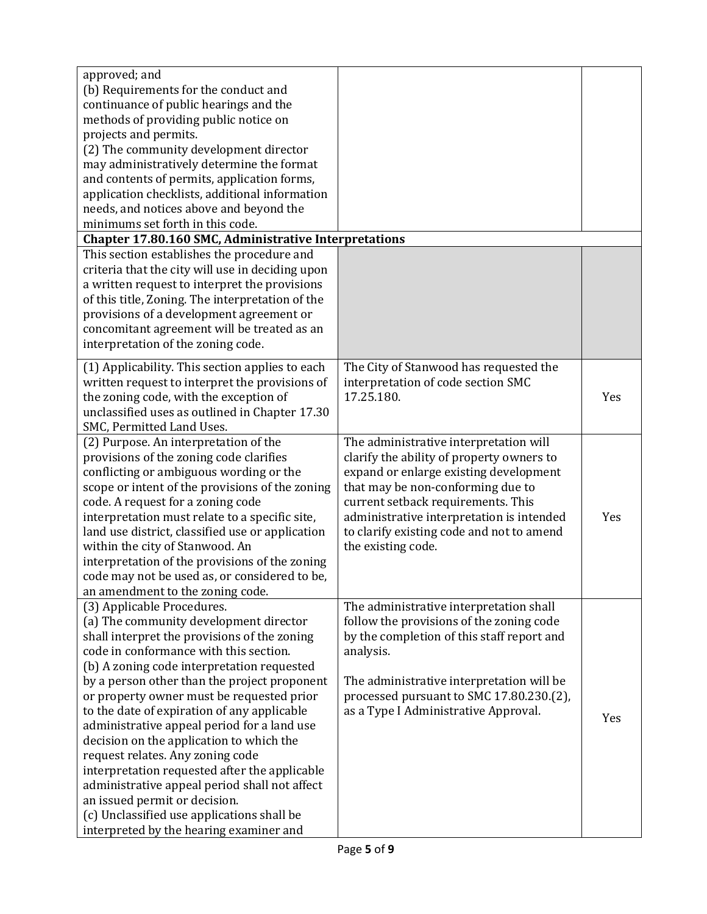| | | |
|---|---|---|
| approved; and<br>(b) Requirements for the conduct and continuance of public hearings and the methods of providing public notice on projects and permits.<br>(2) The community development director may administratively determine the format and contents of permits, application forms, application checklists, additional information needs, and notices above and beyond the minimums set forth in this code. | | |
| **Chapter 17.80.160 SMC, Administrative Interpretations** | | |
| This section establishes the procedure and criteria that the city will use in deciding upon a written request to interpret the provisions of this title, Zoning. The interpretation of the provisions of a development agreement or concomitant agreement will be treated as an interpretation of the zoning code. | | |
| (1) Applicability. This section applies to each written request to interpret the provisions of the zoning code, with the exception of unclassified uses as outlined in Chapter 17.30 SMC, Permitted Land Uses. | The City of Stanwood has requested the interpretation of code section SMC 17.25.180. | Yes |
| (2) Purpose. An interpretation of the provisions of the zoning code clarifies conflicting or ambiguous wording or the scope or intent of the provisions of the zoning code. A request for a zoning code interpretation must relate to a specific site, land use district, classified use or application within the city of Stanwood. An interpretation of the provisions of the zoning code may not be used as, or considered to be, an amendment to the zoning code. | The administrative interpretation will clarify the ability of property owners to expand or enlarge existing development that may be non-conforming due to current setback requirements. This administrative interpretation is intended to clarify existing code and not to amend the existing code. | Yes |
| (3) Applicable Procedures.<br>(a) The community development director shall interpret the provisions of the zoning code in conformance with this section.<br>(b) A zoning code interpretation requested by a person other than the project proponent or property owner must be requested prior to the date of expiration of any applicable administrative appeal period for a land use decision on the application to which the request relates. Any zoning code interpretation requested after the applicable administrative appeal period shall not affect an issued permit or decision.<br>(c) Unclassified use applications shall be interpreted by the hearing examiner and | The administrative interpretation shall follow the provisions of the zoning code by the completion of this staff report and analysis.<br><br>The administrative interpretation will be processed pursuant to SMC 17.80.230.(2), as a Type I Administrative Approval. | Yes |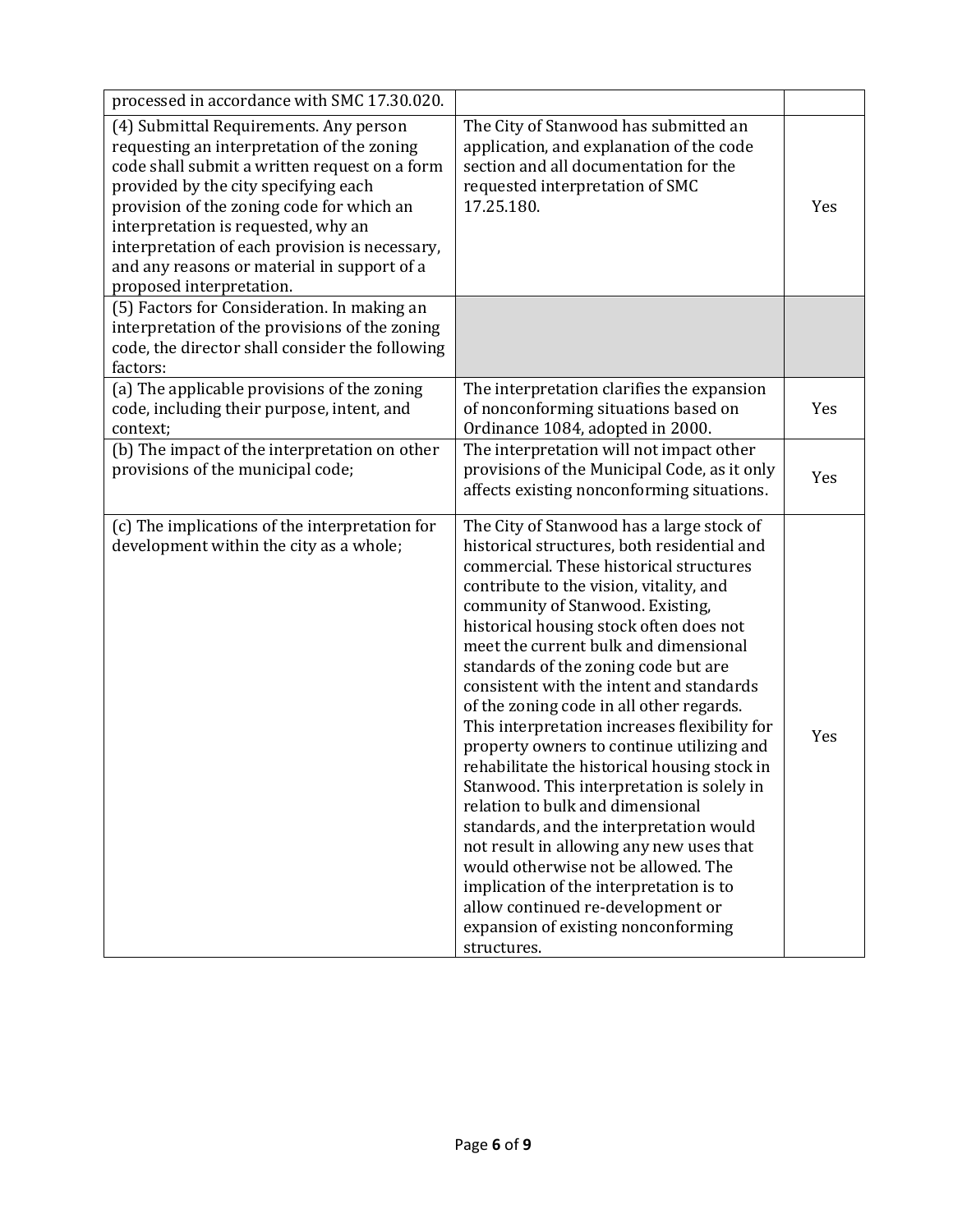| | | |
|---|---|---|
| processed in accordance with SMC 17.30.020. | | |
| (4) Submittal Requirements. Any person requesting an interpretation of the zoning code shall submit a written request on a form provided by the city specifying each provision of the zoning code for which an interpretation is requested, why an interpretation of each provision is necessary, and any reasons or material in support of a proposed interpretation. | The City of Stanwood has submitted an application, and explanation of the code section and all documentation for the requested interpretation of SMC 17.25.180. | Yes |
| (5) Factors for Consideration. In making an interpretation of the provisions of the zoning code, the director shall consider the following factors: | | |
| (a) The applicable provisions of the zoning code, including their purpose, intent, and context; | The interpretation clarifies the expansion of nonconforming situations based on Ordinance 1084, adopted in 2000. | Yes |
| (b) The impact of the interpretation on other provisions of the municipal code; | The interpretation will not impact other provisions of the Municipal Code, as it only affects existing nonconforming situations. | Yes |
| (c) The implications of the interpretation for development within the city as a whole; | The City of Stanwood has a large stock of historical structures, both residential and commercial. These historical structures contribute to the vision, vitality, and community of Stanwood. Existing, historical housing stock often does not meet the current bulk and dimensional standards of the zoning code but are consistent with the intent and standards of the zoning code in all other regards. This interpretation increases flexibility for property owners to continue utilizing and rehabilitate the historical housing stock in Stanwood. This interpretation is solely in relation to bulk and dimensional standards, and the interpretation would not result in allowing any new uses that would otherwise not be allowed. The implication of the interpretation is to allow continued re-development or expansion of existing nonconforming structures. | Yes |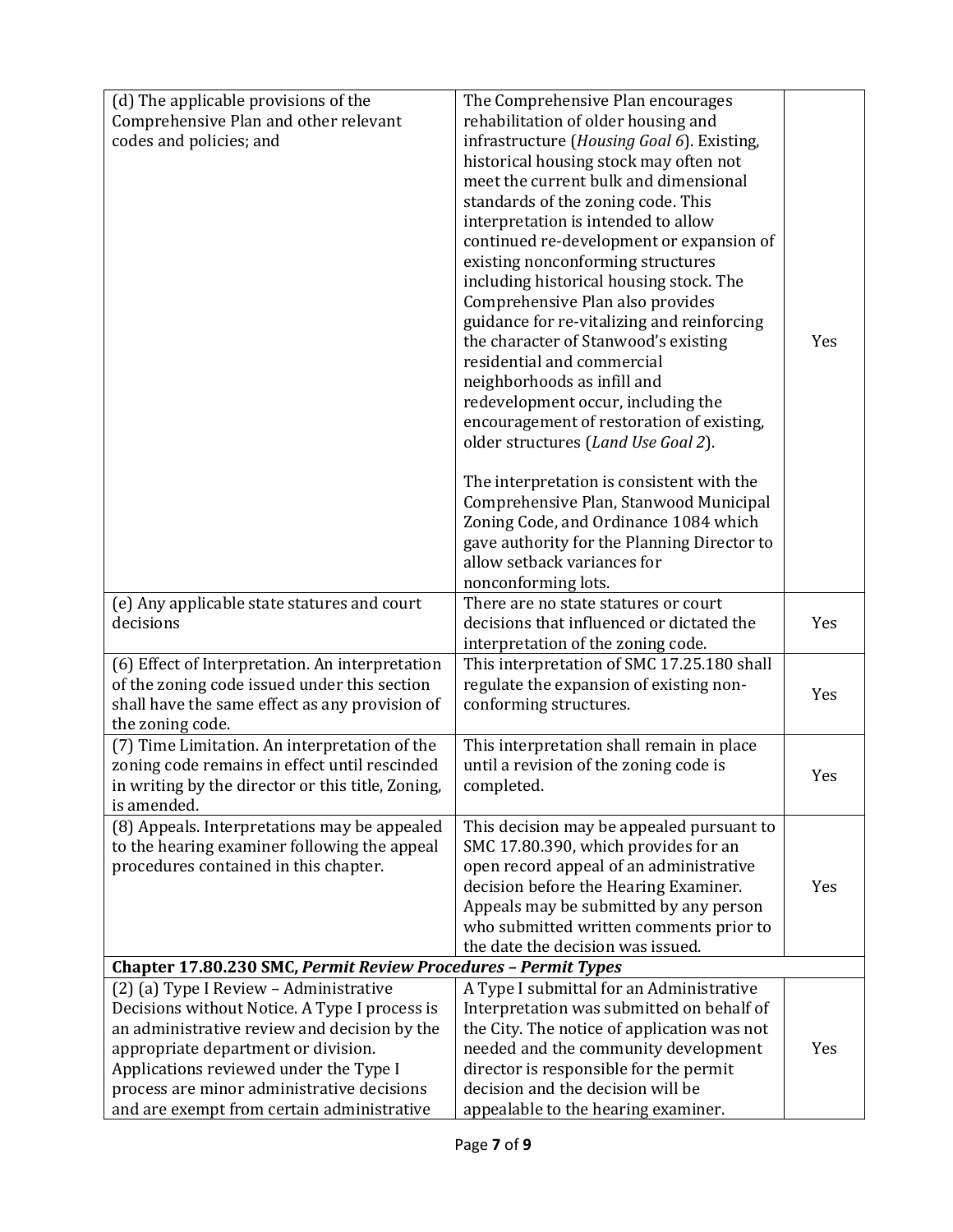| | | |
|---|---|---|
| (d) The applicable provisions of the Comprehensive Plan and other relevant codes and policies; and | The Comprehensive Plan encourages rehabilitation of older housing and infrastructure (*Housing Goal 6*). Existing, historical housing stock may often not meet the current bulk and dimensional standards of the zoning code. This interpretation is intended to allow continued re-development or expansion of existing nonconforming structures including historical housing stock. The Comprehensive Plan also provides guidance for re-vitalizing and reinforcing the character of Stanwood's existing residential and commercial neighborhoods as infill and redevelopment occur, including the encouragement of restoration of existing, older structures (*Land Use Goal 2*).<br><br>The interpretation is consistent with the Comprehensive Plan, Stanwood Municipal Zoning Code, and Ordinance 1084 which gave authority for the Planning Director to allow setback variances for nonconforming lots. | Yes |
| (e) Any applicable state statures and court decisions | There are no state statures or court decisions that influenced or dictated the interpretation of the zoning code. | Yes |
| (6) Effect of Interpretation. An interpretation of the zoning code issued under this section shall have the same effect as any provision of the zoning code. | This interpretation of SMC 17.25.180 shall regulate the expansion of existing non-conforming structures. | Yes |
| (7) Time Limitation. An interpretation of the zoning code remains in effect until rescinded in writing by the director or this title, Zoning, is amended. | This interpretation shall remain in place until a revision of the zoning code is completed. | Yes |
| (8) Appeals. Interpretations may be appealed to the hearing examiner following the appeal procedures contained in this chapter. | This decision may be appealed pursuant to SMC 17.80.390, which provides for an open record appeal of an administrative decision before the Hearing Examiner. Appeals may be submitted by any person who submitted written comments prior to the date the decision was issued. | Yes |
| **Chapter 17.80.230 SMC, *Permit Review Procedures – Permit Types*** | | |
| (2) (a) Type I Review – Administrative Decisions without Notice. A Type I process is an administrative review and decision by the appropriate department or division. Applications reviewed under the Type I process are minor administrative decisions and are exempt from certain administrative | A Type I submittal for an Administrative Interpretation was submitted on behalf of the City. The notice of application was not needed and the community development director is responsible for the permit decision and the decision will be appealable to the hearing examiner. | Yes |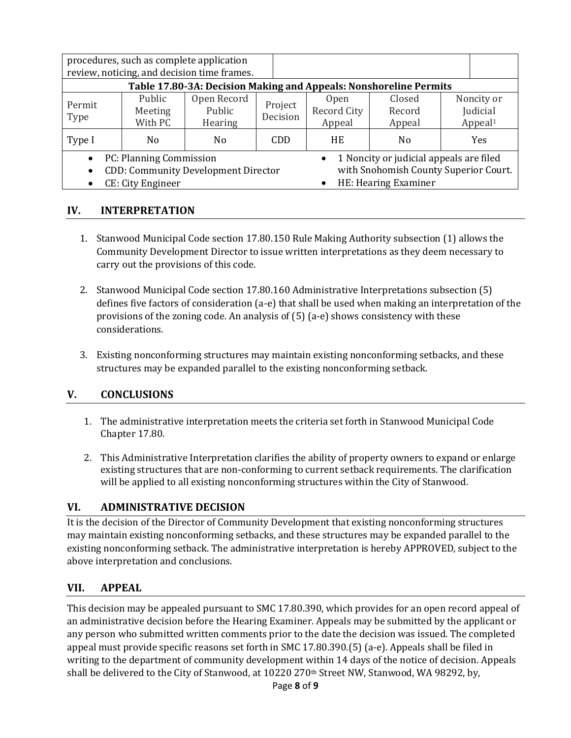| procedures, such as complete application review, noticing, and decision time frames. | | | | | | |
|---|---|---|---|---|---|---|

**Table 17.80-3A: Decision Making and Appeals: Nonshoreline Permits**

| Permit Type | Public Meeting With PC | Open Record Public Hearing | Project Decision | Open Record City Appeal | Closed Record Appeal | Noncity or Judicial Appeal[1] |
|---|---|---|---|---|---|---|
| Type I | No | No | CDD | HE | No | Yes |

- PC: Planning Commission
- CDD: Community Development Director
- CE: City Engineer
- 1 Noncity or judicial appeals are filed with Snohomish County Superior Court.
- HE: Hearing Examiner

## IV. INTERPRETATION

1. Stanwood Municipal Code section 17.80.150 Rule Making Authority subsection (1) allows the Community Development Director to issue written interpretations as they deem necessary to carry out the provisions of this code.

2. Stanwood Municipal Code section 17.80.160 Administrative Interpretations subsection (5) defines five factors of consideration (a-e) that shall be used when making an interpretation of the provisions of the zoning code. An analysis of (5) (a-e) shows consistency with these considerations.

3. Existing nonconforming structures may maintain existing nonconforming setbacks, and these structures may be expanded parallel to the existing nonconforming setback.

## V. CONCLUSIONS

1. The administrative interpretation meets the criteria set forth in Stanwood Municipal Code Chapter 17.80.

2. This Administrative Interpretation clarifies the ability of property owners to expand or enlarge existing structures that are non-conforming to current setback requirements. The clarification will be applied to all existing nonconforming structures within the City of Stanwood.

## VI. ADMINISTRATIVE DECISION

It is the decision of the Director of Community Development that existing nonconforming structures may maintain existing nonconforming setbacks, and these structures may be expanded parallel to the existing nonconforming setback. The administrative interpretation is hereby APPROVED, subject to the above interpretation and conclusions.

## VII. APPEAL

This decision may be appealed pursuant to SMC 17.80.390, which provides for an open record appeal of an administrative decision before the Hearing Examiner. Appeals may be submitted by the applicant or any person who submitted written comments prior to the date the decision was issued. The completed appeal must provide specific reasons set forth in SMC 17.80.390.(5) (a-e). Appeals shall be filed in writing to the department of community development within 14 days of the notice of decision. Appeals shall be delivered to the City of Stanwood, at 10220 270th Street NW, Stanwood, WA 98292, by,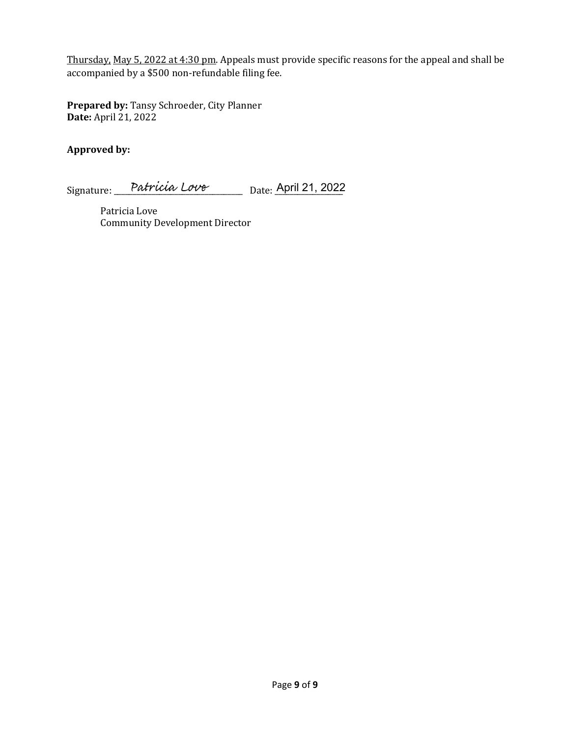Thursday, May 5, 2022 at 4:30 pm. Appeals must provide specific reasons for the appeal and shall be accompanied by a $500 non-refundable filing fee.

**Prepared by:** Tansy Schroeder, City Planner
**Date:** April 21, 2022

**Approved by:**

Signature: Patricia Love Date: April 21, 2022

Patricia Love
Community Development Director